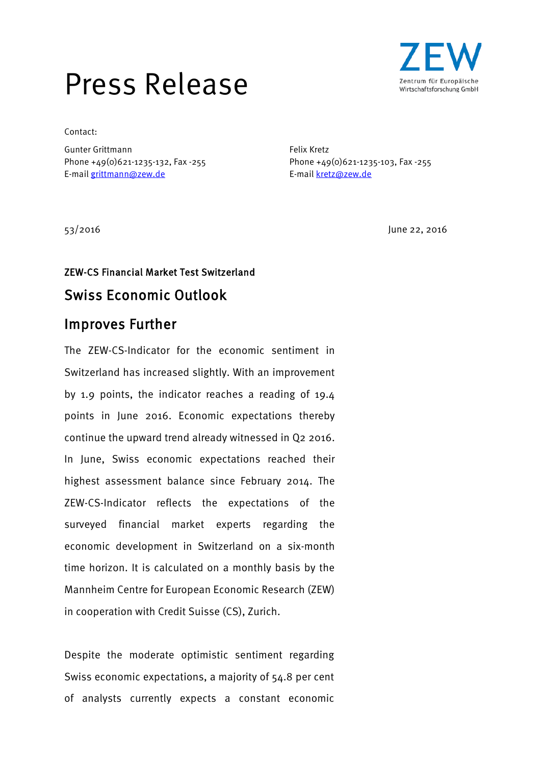# Press Release

ZEW
Zentrum für Europäische Wirtschaftsforschung GmbH

Contact:

Gunter Grittmann
Phone +49(0)621-1235-132, Fax -255
E-mail grittmann@zew.de

Felix Kretz
Phone +49(0)621-1235-103, Fax -255
E-mail kretz@zew.de

53/2016

June 22, 2016

### ZEW-CS Financial Market Test Switzerland

## Swiss Economic Outlook Improves Further

The ZEW-CS-Indicator for the economic sentiment in Switzerland has increased slightly. With an improvement by 1.9 points, the indicator reaches a reading of 19.4 points in June 2016. Economic expectations thereby continue the upward trend already witnessed in Q2 2016. In June, Swiss economic expectations reached their highest assessment balance since February 2014. The ZEW-CS-Indicator reflects the expectations of the surveyed financial market experts regarding the economic development in Switzerland on a six-month time horizon. It is calculated on a monthly basis by the Mannheim Centre for European Economic Research (ZEW) in cooperation with Credit Suisse (CS), Zurich.

Despite the moderate optimistic sentiment regarding Swiss economic expectations, a majority of 54.8 per cent of analysts currently expects a constant economic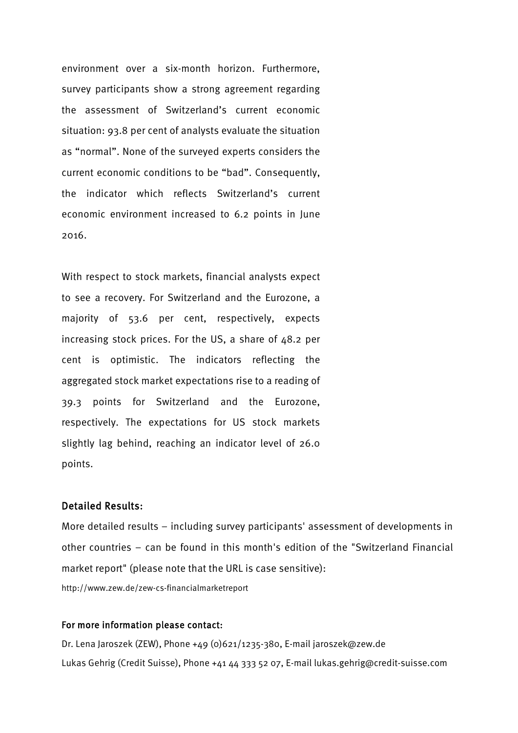environment over a six-month horizon. Furthermore, survey participants show a strong agreement regarding the assessment of Switzerland's current economic situation: 93.8 per cent of analysts evaluate the situation as "normal". None of the surveyed experts considers the current economic conditions to be "bad". Consequently, the indicator which reflects Switzerland's current economic environment increased to 6.2 points in June 2016.

With respect to stock markets, financial analysts expect to see a recovery. For Switzerland and the Eurozone, a majority of 53.6 per cent, respectively, expects increasing stock prices. For the US, a share of 48.2 per cent is optimistic. The indicators reflecting the aggregated stock market expectations rise to a reading of 39.3 points for Switzerland and the Eurozone, respectively. The expectations for US stock markets slightly lag behind, reaching an indicator level of 26.0 points.

### Detailed Results:

More detailed results – including survey participants' assessment of developments in other countries – can be found in this month's edition of the "Switzerland Financial market report" (please note that the URL is case sensitive):

http://www.zew.de/zew-cs-financialmarketreport

### For more information please contact:

Dr. Lena Jaroszek (ZEW), Phone +49 (0)621/1235-380, E-mail jaroszek@zew.de

Lukas Gehrig (Credit Suisse), Phone +41 44 333 52 07, E-mail lukas.gehrig@credit-suisse.com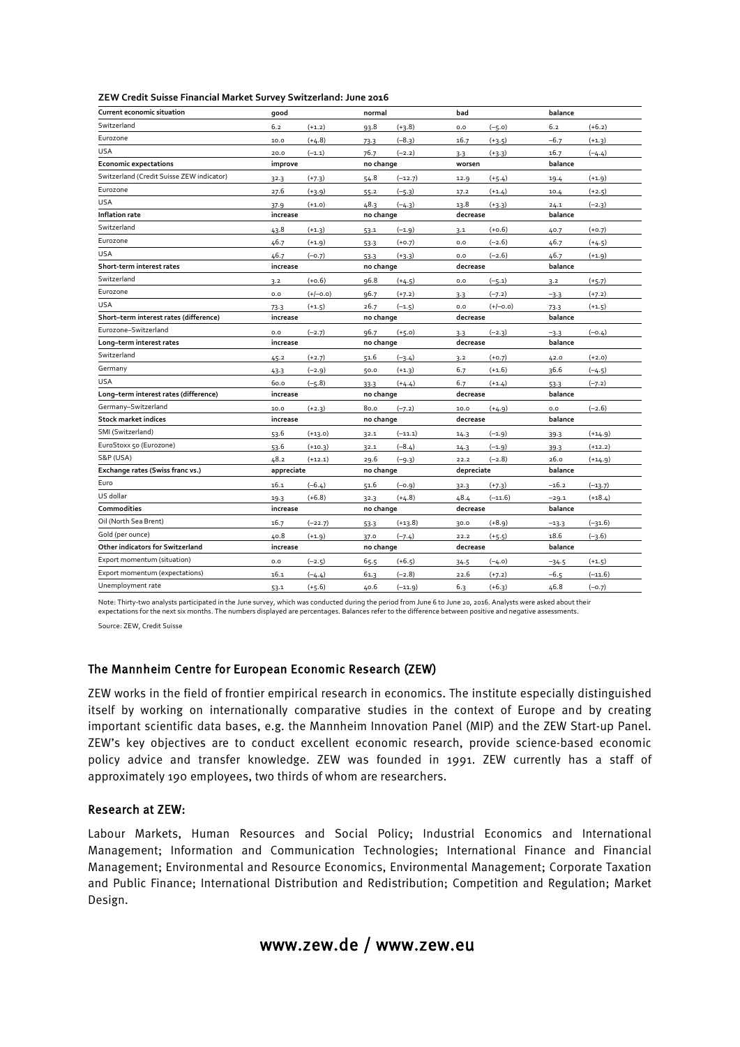**ZEW Credit Suisse Financial Market Survey Switzerland: June 2016**

| Current economic situation | good | | normal | | bad | | balance | |
|---|---|---|---|---|---|---|---|---|
| Switzerland | 6.2 | (+1.2) | 93.8 | (+3.8) | 0.0 | (–5.0) | 6.2 | (+6.2) |
| Eurozone | 10.0 | (+4.8) | 73.3 | (–8.3) | 16.7 | (+3.5) | –6.7 | (+1.3) |
| USA | 20.0 | (–1.1) | 76.7 | (–2.2) | 3.3 | (+3.3) | 16.7 | (–4.4) |
| **Economic expectations** | **improve** | | **no change** | | **worsen** | | **balance** | |
| Switzerland (Credit Suisse ZEW indicator) | 32.3 | (+7.3) | 54.8 | (–12.7) | 12.9 | (+5.4) | 19.4 | (+1.9) |
| Eurozone | 27.6 | (+3.9) | 55.2 | (–5.3) | 17.2 | (+1.4) | 10.4 | (+2.5) |
| USA | 37.9 | (+1.0) | 48.3 | (–4.3) | 13.8 | (+3.3) | 24.1 | (–2.3) |
| **Inflation rate** | **increase** | | **no change** | | **decrease** | | **balance** | |
| Switzerland | 43.8 | (+1.3) | 53.1 | (–1.9) | 3.1 | (+0.6) | 40.7 | (+0.7) |
| Eurozone | 46.7 | (+1.9) | 53.3 | (+0.7) | 0.0 | (–2.6) | 46.7 | (+4.5) |
| USA | 46.7 | (–0.7) | 53.3 | (+3.3) | 0.0 | (–2.6) | 46.7 | (+1.9) |
| **Short-term interest rates** | **increase** | | **no change** | | **decrease** | | **balance** | |
| Switzerland | 3.2 | (+0.6) | 96.8 | (+4.5) | 0.0 | (–5.1) | 3.2 | (+5.7) |
| Eurozone | 0.0 | (+/–0.0) | 96.7 | (+7.2) | 3.3 | (–7.2) | –3.3 | (+7.2) |
| USA | 73.3 | (+1.5) | 26.7 | (–1.5) | 0.0 | (+/–0.0) | 73.3 | (+1.5) |
| **Short–term interest rates (difference)** | **increase** | | **no change** | | **decrease** | | **balance** | |
| Eurozone–Switzerland | 0.0 | (–2.7) | 96.7 | (+5.0) | 3.3 | (–2.3) | –3.3 | (–0.4) |
| **Long–term interest rates** | **increase** | | **no change** | | **decrease** | | **balance** | |
| Switzerland | 45.2 | (+2.7) | 51.6 | (–3.4) | 3.2 | (+0.7) | 42.0 | (+2.0) |
| Germany | 43.3 | (–2.9) | 50.0 | (+1.3) | 6.7 | (+1.6) | 36.6 | (–4.5) |
| USA | 60.0 | (–5.8) | 33.3 | (+4.4) | 6.7 | (+1.4) | 53.3 | (–7.2) |
| **Long–term interest rates (difference)** | **increase** | | **no change** | | **decrease** | | **balance** | |
| Germany–Switzerland | 10.0 | (+2.3) | 80.0 | (–7.2) | 10.0 | (+4.9) | 0.0 | (–2.6) |
| **Stock market indices** | **increase** | | **no change** | | **decrease** | | **balance** | |
| SMI (Switzerland) | 53.6 | (+13.0) | 32.1 | (–11.1) | 14.3 | (–1.9) | 39.3 | (+14.9) |
| EuroStoxx 50 (Eurozone) | 53.6 | (+10.3) | 32.1 | (–8.4) | 14.3 | (–1.9) | 39.3 | (+12.2) |
| S&P (USA) | 48.2 | (+12.1) | 29.6 | (–9.3) | 22.2 | (–2.8) | 26.0 | (+14.9) |
| **Exchange rates (Swiss franc vs.)** | **appreciate** | | **no change** | | **depreciate** | | **balance** | |
| Euro | 16.1 | (–6.4) | 51.6 | (–0.9) | 32.3 | (+7.3) | –16.2 | (–13.7) |
| US dollar | 19.3 | (+6.8) | 32.3 | (+4.8) | 48.4 | (–11.6) | –29.1 | (+18.4) |
| **Commodities** | **increase** | | **no change** | | **decrease** | | **balance** | |
| Oil (North Sea Brent) | 16.7 | (–22.7) | 53.3 | (+13.8) | 30.0 | (+8.9) | –13.3 | (–31.6) |
| Gold (per ounce) | 40.8 | (+1.9) | 37.0 | (–7.4) | 22.2 | (+5.5) | 18.6 | (–3.6) |
| **Other indicators for Switzerland** | **increase** | | **no change** | | **decrease** | | **balance** | |
| Export momentum (situation) | 0.0 | (–2.5) | 65.5 | (+6.5) | 34.5 | (–4.0) | –34.5 | (+1.5) |
| Export momentum (expectations) | 16.1 | (–4.4) | 61.3 | (–2.8) | 22.6 | (+7.2) | –6.5 | (–11.6) |
| Unemployment rate | 53.1 | (+5.6) | 40.6 | (–11.9) | 6.3 | (+6.3) | 46.8 | (–0.7) |

Note: Thirty-two analysts participated in the June survey, which was conducted during the period from June 6 to June 20, 2016. Analysts were asked about their expectations for the next six months. The numbers displayed are percentages. Balances refer to the difference between positive and negative assessments.

Source: ZEW, Credit Suisse

## The Mannheim Centre for European Economic Research (ZEW)

ZEW works in the field of frontier empirical research in economics. The institute especially distinguished itself by working on internationally comparative studies in the context of Europe and by creating important scientific data bases, e.g. the Mannheim Innovation Panel (MIP) and the ZEW Start-up Panel. ZEW's key objectives are to conduct excellent economic research, provide science-based economic policy advice and transfer knowledge. ZEW was founded in 1991. ZEW currently has a staff of approximately 190 employees, two thirds of whom are researchers.

## Research at ZEW:

Labour Markets, Human Resources and Social Policy; Industrial Economics and International Management; Information and Communication Technologies; International Finance and Financial Management; Environmental and Resource Economics, Environmental Management; Corporate Taxation and Public Finance; International Distribution and Redistribution; Competition and Regulation; Market Design.

## www.zew.de / www.zew.eu